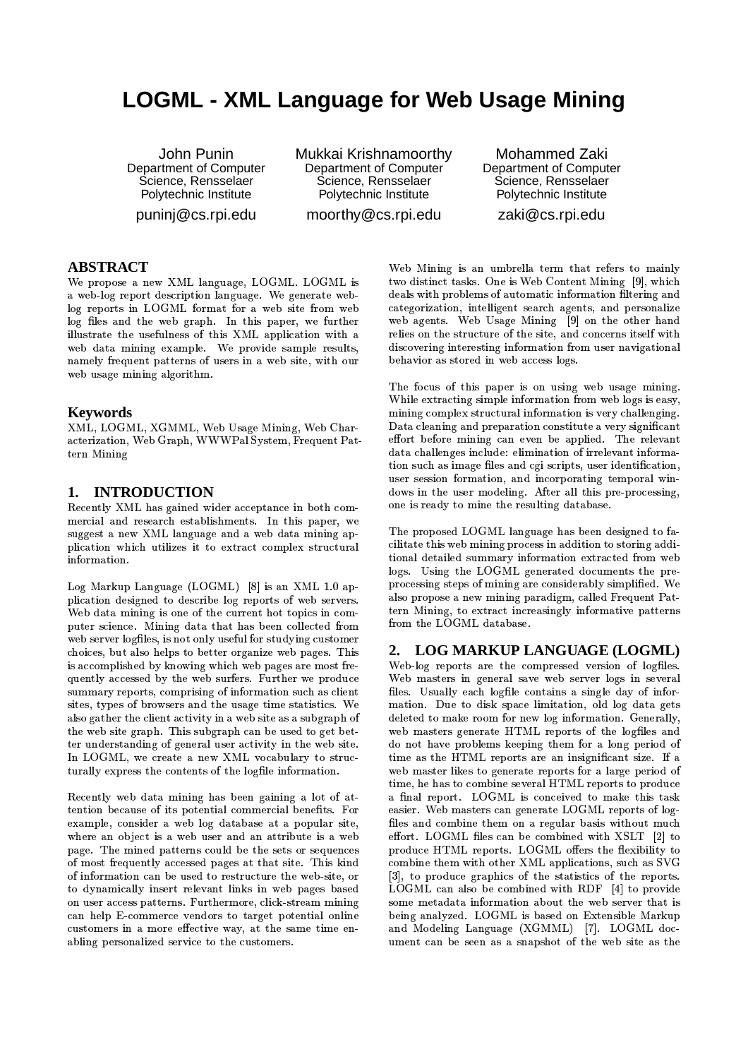# LOGML - XML Language for Web Usage Mining

John Punin
Department of Computer Science, Rensselaer Polytechnic Institute
puninj@cs.rpi.edu

Mukkai Krishnamoorthy
Department of Computer Science, Rensselaer Polytechnic Institute
moorthy@cs.rpi.edu

Mohammed Zaki
Department of Computer Science, Rensselaer Polytechnic Institute
zaki@cs.rpi.edu

## ABSTRACT

We propose a new XML language, LOGML. LOGML is a web-log report description language. We generate web-log reports in LOGML format for a web site from web log files and the web graph. In this paper, we further illustrate the usefulness of this XML application with a web data mining example. We provide sample results, namely frequent patterns of users in a web site, with our web usage mining algorithm.

## Keywords

XML, LOGML, XGMML, Web Usage Mining, Web Characterization, Web Graph, WWWPal System, Frequent Pattern Mining

## 1. INTRODUCTION

Recently XML has gained wider acceptance in both commercial and research establishments. In this paper, we suggest a new XML language and a web data mining application which utilizes it to extract complex structural information.

Log Markup Language (LOGML) [8] is an XML 1.0 application designed to describe log reports of web servers. Web data mining is one of the current hot topics in computer science. Mining data that has been collected from web server logfiles, is not only useful for studying customer choices, but also helps to better organize web pages. This is accomplished by knowing which web pages are most frequently accessed by the web surfers. Further we produce summary reports, comprising of information such as client sites, types of browsers and the usage time statistics. We also gather the client activity in a web site as a subgraph of the web site graph. This subgraph can be used to get better understanding of general user activity in the web site. In LOGML, we create a new XML vocabulary to structurally express the contents of the logfile information.

Recently web data mining has been gaining a lot of attention because of its potential commercial benefits. For example, consider a web log database at a popular site, where an object is a web user and an attribute is a web page. The mined patterns could be the sets or sequences of most frequently accessed pages at that site. This kind of information can be used to restructure the web-site, or to dynamically insert relevant links in web pages based on user access patterns. Furthermore, click-stream mining can help E-commerce vendors to target potential online customers in a more effective way, at the same time enabling personalized service to the customers.

Web Mining is an umbrella term that refers to mainly two distinct tasks. One is Web Content Mining [9], which deals with problems of automatic information filtering and categorization, intelligent search agents, and personalize web agents. Web Usage Mining [9] on the other hand relies on the structure of the site, and concerns itself with discovering interesting information from user navigational behavior as stored in web access logs.

The focus of this paper is on using web usage mining. While extracting simple information from web logs is easy, mining complex structural information is very challenging. Data cleaning and preparation constitute a very significant effort before mining can even be applied. The relevant data challenges include: elimination of irrelevant information such as image files and cgi scripts, user identification, user session formation, and incorporating temporal windows in the user modeling. After all this pre-processing, one is ready to mine the resulting database.

The proposed LOGML language has been designed to facilitate this web mining process in addition to storing additional detailed summary information extracted from web logs. Using the LOGML generated documents the pre-processing steps of mining are considerably simplified. We also propose a new mining paradigm, called Frequent Pattern Mining, to extract increasingly informative patterns from the LOGML database.

## 2. LOG MARKUP LANGUAGE (LOGML)

Web-log reports are the compressed version of logfiles. Web masters in general save web server logs in several files. Usually each logfile contains a single day of information. Due to disk space limitation, old log data gets deleted to make room for new log information. Generally, web masters generate HTML reports of the logfiles and do not have problems keeping them for a long period of time as the HTML reports are an insignificant size. If a web master likes to generate reports for a large period of time, he has to combine several HTML reports to produce a final report. LOGML is conceived to make this task easier. Web masters can generate LOGML reports of logfiles and combine them on a regular basis without much effort. LOGML files can be combined with XSLT [2] to produce HTML reports. LOGML offers the flexibility to combine them with other XML applications, such as SVG [3], to produce graphics of the statistics of the reports. LOGML can also be combined with RDF [4] to provide some metadata information about the web server that is being analyzed. LOGML is based on Extensible Markup and Modeling Language (XGMML) [7]. LOGML document can be seen as a snapshot of the web site as the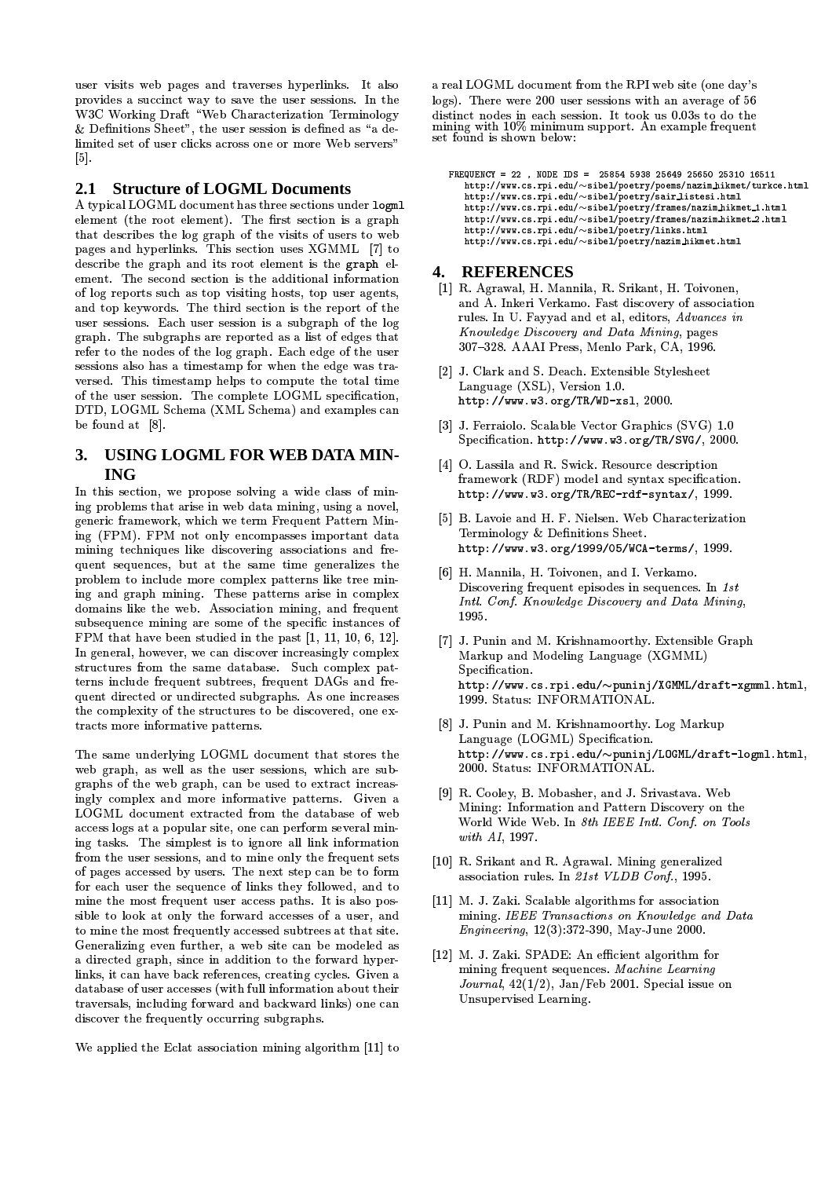user visits web pages and traverses hyperlinks. It also provides a succinct way to save the user sessions. In the W3C Working Draft "Web Characterization Terminology & Definitions Sheet", the user session is defined as "a delimited set of user clicks across one or more Web servers" [5].

## 2.1 Structure of LOGML Documents

A typical LOGML document has three sections under `logml` element (the root element). The first section is a graph that describes the log graph of the visits of users to web pages and hyperlinks. This section uses XGMML [7] to describe the graph and its root element is the `graph` element. The second section is the additional information of log reports such as top visiting hosts, top user agents, and top keywords. The third section is the report of the user sessions. Each user session is a subgraph of the log graph. The subgraphs are reported as a list of edges that refer to the nodes of the log graph. Each edge of the user sessions also has a timestamp for when the edge was traversed. This timestamp helps to compute the total time of the user session. The complete LOGML specification, DTD, LOGML Schema (XML Schema) and examples can be found at [8].

# 3. USING LOGML FOR WEB DATA MINING

In this section, we propose solving a wide class of mining problems that arise in web data mining, using a novel, generic framework, which we term Frequent Pattern Mining (FPM). FPM not only encompasses important data mining techniques like discovering associations and frequent sequences, but at the same time generalizes the problem to include more complex patterns like tree mining and graph mining. These patterns arise in complex domains like the web. Association mining, and frequent subsequence mining are some of the specific instances of FPM that have been studied in the past [1, 11, 10, 6, 12]. In general, however, we can discover increasingly complex structures from the same database. Such complex patterns include frequent subtrees, frequent DAGs and frequent directed or undirected subgraphs. As one increases the complexity of the structures to be discovered, one extracts more informative patterns.

The same underlying LOGML document that stores the web graph, as well as the user sessions, which are subgraphs of the web graph, can be used to extract increasingly complex and more informative patterns. Given a LOGML document extracted from the database of web access logs at a popular site, one can perform several mining tasks. The simplest is to ignore all link information from the user sessions, and to mine only the frequent sets of pages accessed by users. The next step can be to form for each user the sequence of links they followed, and to mine the most frequent user access paths. It is also possible to look at only the forward accesses of a user, and to mine the most frequently accessed subtrees at that site. Generalizing even further, a web site can be modeled as a directed graph, since in addition to the forward hyperlinks, it can have back references, creating cycles. Given a database of user accesses (with full information about their traversals, including forward and backward links) one can discover the frequently occurring subgraphs.

We applied the Eclat association mining algorithm [11] to a real LOGML document from the RPI web site (one day's logs). There were 200 user sessions with an average of 56 distinct nodes in each session. It took us 0.03s to do the mining with 10% minimum support. An example frequent set found is shown below:

```
FREQUENCY = 22 , NODE IDS =  25854 5938 25649 25650 25310 16511
    http://www.cs.rpi.edu/~sibel/poetry/poems/nazim_hikmet/turkce.html
    http://www.cs.rpi.edu/~sibel/poetry/sair_listesi.html
    http://www.cs.rpi.edu/~sibel/poetry/frames/nazim_hikmet_1.html
    http://www.cs.rpi.edu/~sibel/poetry/frames/nazim_hikmet_2.html
    http://www.cs.rpi.edu/~sibel/poetry/links.html
    http://www.cs.rpi.edu/~sibel/poetry/nazim_hikmet.html
```

# 4. REFERENCES

[1] R. Agrawal, H. Mannila, R. Srikant, H. Toivonen, and A. Inkeri Verkamo. Fast discovery of association rules. In U. Fayyad and et al, editors, *Advances in Knowledge Discovery and Data Mining*, pages 307–328. AAAI Press, Menlo Park, CA, 1996.

[2] J. Clark and S. Deach. Extensible Stylesheet Language (XSL), Version 1.0. `http://www.w3.org/TR/WD-xsl`, 2000.

[3] J. Ferraiolo. Scalable Vector Graphics (SVG) 1.0 Specification. `http://www.w3.org/TR/SVG/`, 2000.

[4] O. Lassila and R. Swick. Resource description framework (RDF) model and syntax specification. `http://www.w3.org/TR/REC-rdf-syntax/`, 1999.

[5] B. Lavoie and H. F. Nielsen. Web Characterization Terminology & Definitions Sheet. `http://www.w3.org/1999/05/WCA-terms/`, 1999.

[6] H. Mannila, H. Toivonen, and I. Verkamo. Discovering frequent episodes in sequences. In *1st Intl. Conf. Knowledge Discovery and Data Mining*, 1995.

[7] J. Punin and M. Krishnamoorthy. Extensible Graph Markup and Modeling Language (XGMML) Specification. `http://www.cs.rpi.edu/~puninj/XGMML/draft-xgmml.html`, 1999. Status: INFORMATIONAL.

[8] J. Punin and M. Krishnamoorthy. Log Markup Language (LOGML) Specification. `http://www.cs.rpi.edu/~puninj/LOGML/draft-logml.html`, 2000. Status: INFORMATIONAL.

[9] R. Cooley, B. Mobasher, and J. Srivastava. Web Mining: Information and Pattern Discovery on the World Wide Web. In *8th IEEE Intl. Conf. on Tools with AI*, 1997.

[10] R. Srikant and R. Agrawal. Mining generalized association rules. In *21st VLDB Conf.*, 1995.

[11] M. J. Zaki. Scalable algorithms for association mining. *IEEE Transactions on Knowledge and Data Engineering*, 12(3):372-390, May-June 2000.

[12] M. J. Zaki. SPADE: An efficient algorithm for mining frequent sequences. *Machine Learning Journal*, 42(1/2), Jan/Feb 2001. Special issue on Unsupervised Learning.